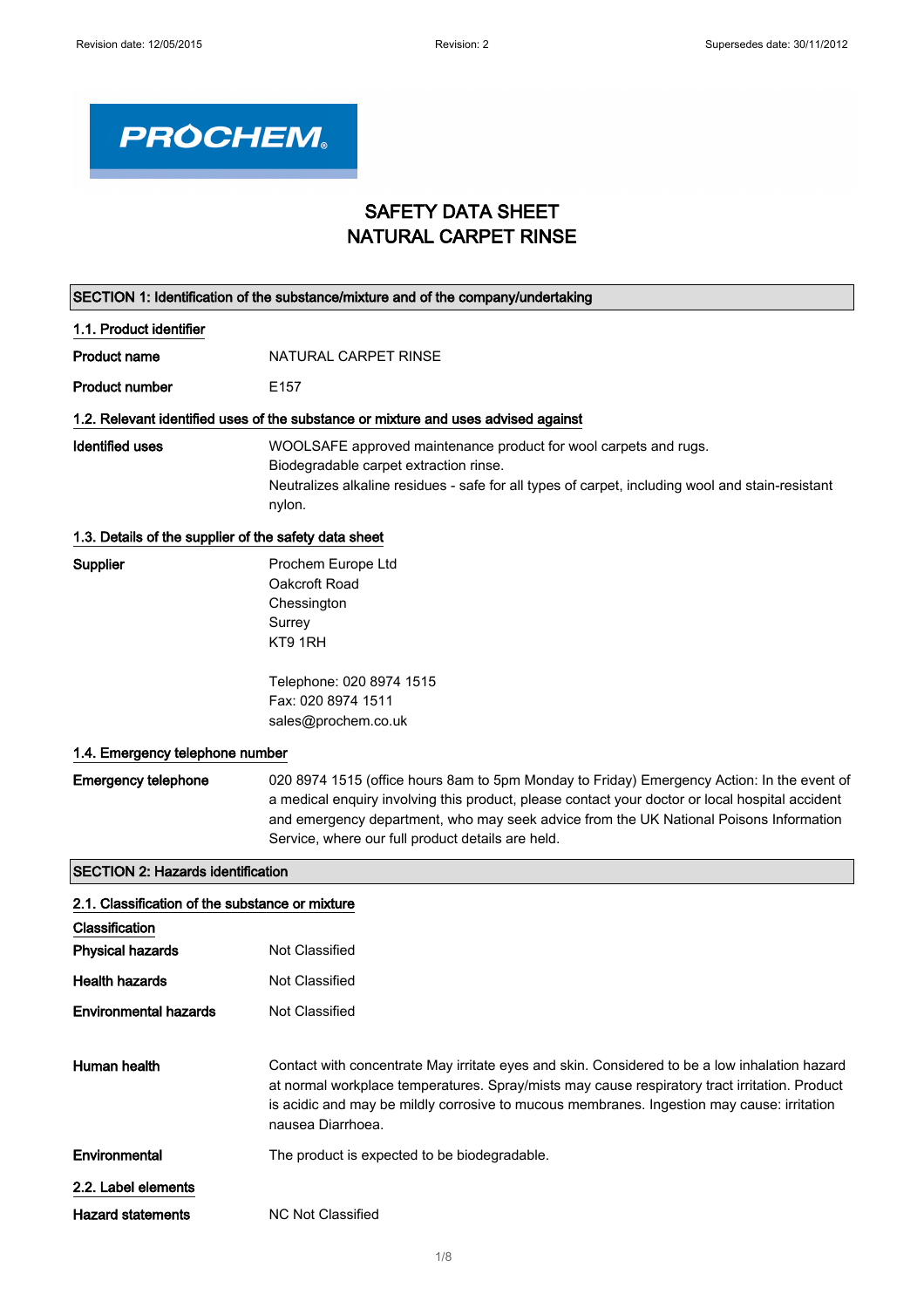PROCHEM

# SAFETY DATA SHEET
# NATURAL CARPET RINSE

## SECTION 1: Identification of the substance/mixture and of the company/undertaking

### 1.1. Product identifier

**Product name** NATURAL CARPET RINSE

**Product number** E157

### 1.2. Relevant identified uses of the substance or mixture and uses advised against

**Identified uses** WOOLSAFE approved maintenance product for wool carpets and rugs.
Biodegradable carpet extraction rinse.
Neutralizes alkaline residues - safe for all types of carpet, including wool and stain-resistant nylon.

### 1.3. Details of the supplier of the safety data sheet

**Supplier** Prochem Europe Ltd
Oakcroft Road
Chessington
Surrey
KT9 1RH

Telephone: 020 8974 1515
Fax: 020 8974 1511
sales@prochem.co.uk

### 1.4. Emergency telephone number

**Emergency telephone** 020 8974 1515 (office hours 8am to 5pm Monday to Friday) Emergency Action: In the event of a medical enquiry involving this product, please contact your doctor or local hospital accident and emergency department, who may seek advice from the UK National Poisons Information Service, where our full product details are held.

## SECTION 2: Hazards identification

### 2.1. Classification of the substance or mixture

**Classification**

**Physical hazards** Not Classified

**Health hazards** Not Classified

**Environmental hazards** Not Classified

**Human health** Contact with concentrate May irritate eyes and skin. Considered to be a low inhalation hazard at normal workplace temperatures. Spray/mists may cause respiratory tract irritation. Product is acidic and may be mildly corrosive to mucous membranes. Ingestion may cause: irritation nausea Diarrhoea.

**Environmental** The product is expected to be biodegradable.

### 2.2. Label elements

**Hazard statements** NC Not Classified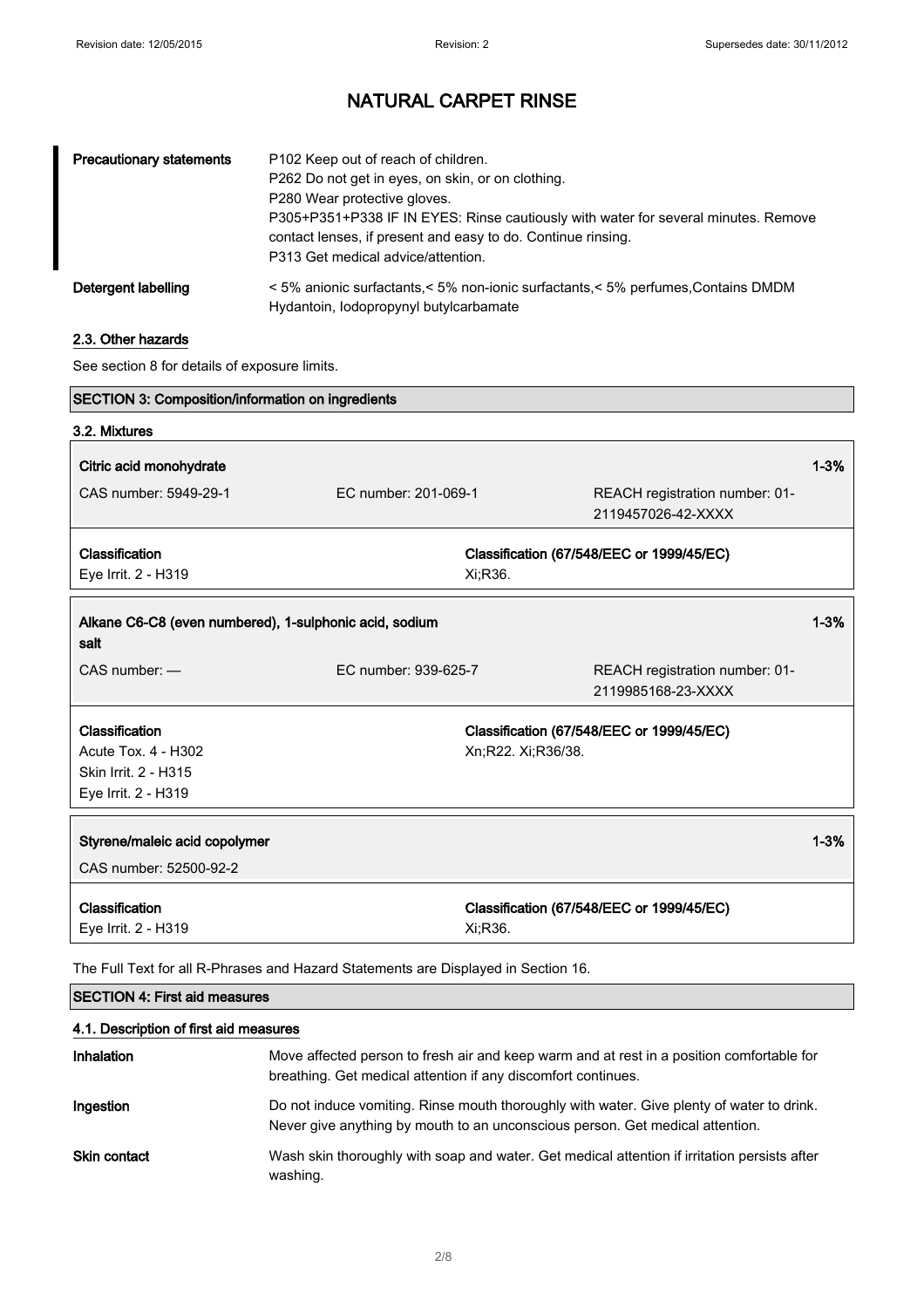# NATURAL CARPET RINSE

| | |
|---|---|
| **Precautionary statements** | P102 Keep out of reach of children.<br>P262 Do not get in eyes, on skin, or on clothing.<br>P280 Wear protective gloves.<br>P305+P351+P338 IF IN EYES: Rinse cautiously with water for several minutes. Remove contact lenses, if present and easy to do. Continue rinsing.<br>P313 Get medical advice/attention. |
| **Detergent labelling** | < 5% anionic surfactants,< 5% non-ionic surfactants,< 5% perfumes,Contains DMDM Hydantoin, Iodopropynyl butylcarbamate |

### 2.3. Other hazards

See section 8 for details of exposure limits.

## SECTION 3: Composition/information on ingredients

### 3.2. Mixtures

**Citric acid monohydrate** — 1-3%

| | | |
|---|---|---|
| CAS number: 5949-29-1 | EC number: 201-069-1 | REACH registration number: 01-2119457026-42-XXXX |

| **Classification** | **Classification (67/548/EEC or 1999/45/EC)** |
|---|---|
| Eye Irrit. 2 - H319 | Xi;R36. |

**Alkane C6-C8 (even numbered), 1-sulphonic acid, sodium salt** — 1-3%

| | | |
|---|---|---|
| CAS number: — | EC number: 939-625-7 | REACH registration number: 01-2119985168-23-XXXX |

| **Classification** | **Classification (67/548/EEC or 1999/45/EC)** |
|---|---|
| Acute Tox. 4 - H302<br>Skin Irrit. 2 - H315<br>Eye Irrit. 2 - H319 | Xn;R22. Xi;R36/38. |

**Styrene/maleic acid copolymer** — 1-3%

CAS number: 52500-92-2

| **Classification** | **Classification (67/548/EEC or 1999/45/EC)** |
|---|---|
| Eye Irrit. 2 - H319 | Xi;R36. |

The Full Text for all R-Phrases and Hazard Statements are Displayed in Section 16.

## SECTION 4: First aid measures

### 4.1. Description of first aid measures

| | |
|---|---|
| **Inhalation** | Move affected person to fresh air and keep warm and at rest in a position comfortable for breathing. Get medical attention if any discomfort continues. |
| **Ingestion** | Do not induce vomiting. Rinse mouth thoroughly with water. Give plenty of water to drink. Never give anything by mouth to an unconscious person. Get medical attention. |
| **Skin contact** | Wash skin thoroughly with soap and water. Get medical attention if irritation persists after washing. |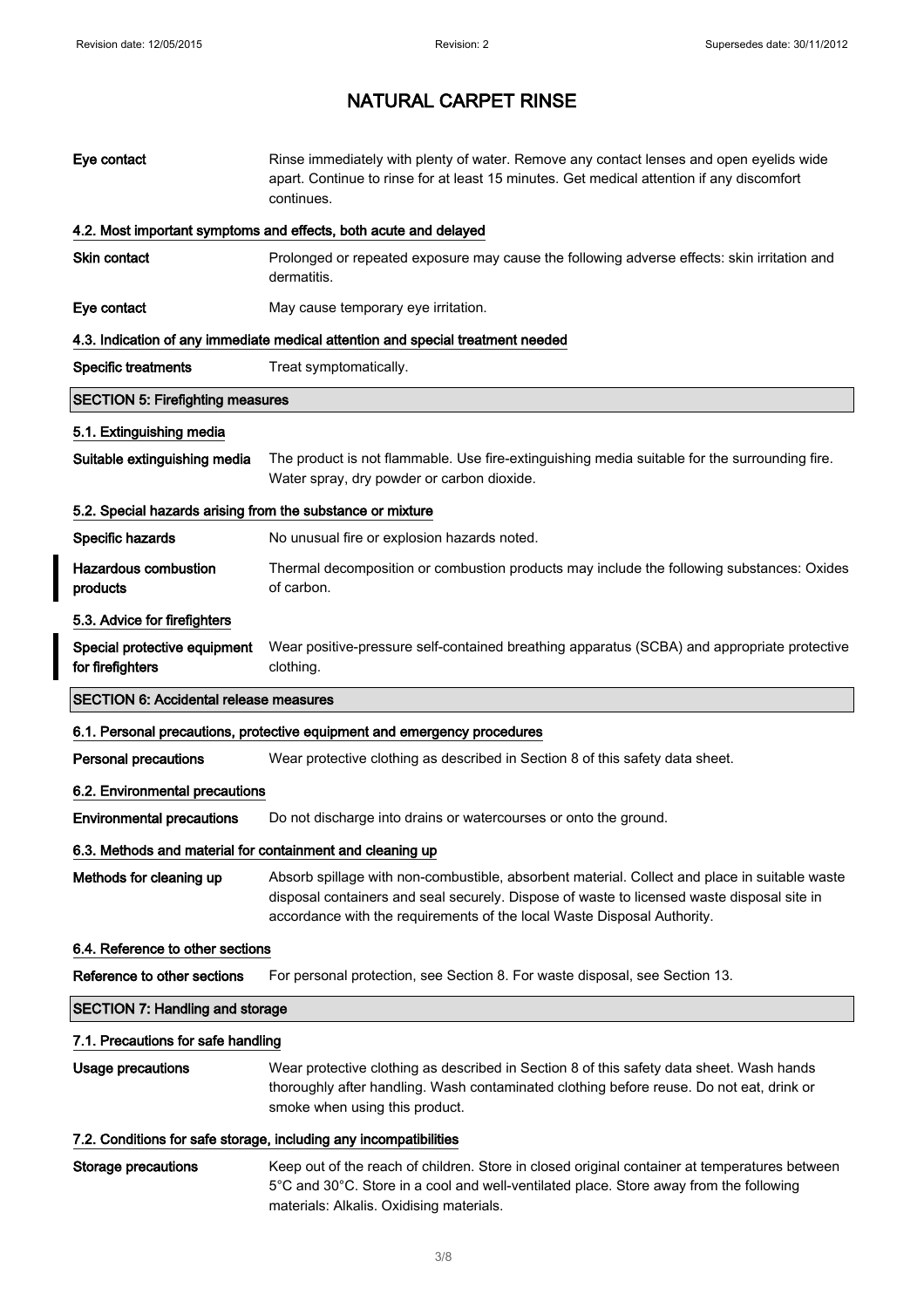| | |
|---|---|
| **Eye contact** | Rinse immediately with plenty of water. Remove any contact lenses and open eyelids wide apart. Continue to rinse for at least 15 minutes. Get medical attention if any discomfort continues. |

### 4.2. Most important symptoms and effects, both acute and delayed

| | |
|---|---|
| **Skin contact** | Prolonged or repeated exposure may cause the following adverse effects: skin irritation and dermatitis. |
| **Eye contact** | May cause temporary eye irritation. |

### 4.3. Indication of any immediate medical attention and special treatment needed

| | |
|---|---|
| **Specific treatments** | Treat symptomatically. |

## SECTION 5: Firefighting measures

### 5.1. Extinguishing media

| | |
|---|---|
| **Suitable extinguishing media** | The product is not flammable. Use fire-extinguishing media suitable for the surrounding fire. Water spray, dry powder or carbon dioxide. |

### 5.2. Special hazards arising from the substance or mixture

| | |
|---|---|
| **Specific hazards** | No unusual fire or explosion hazards noted. |
| **Hazardous combustion products** | Thermal decomposition or combustion products may include the following substances: Oxides of carbon. |

### 5.3. Advice for firefighters

| | |
|---|---|
| **Special protective equipment for firefighters** | Wear positive-pressure self-contained breathing apparatus (SCBA) and appropriate protective clothing. |

## SECTION 6: Accidental release measures

### 6.1. Personal precautions, protective equipment and emergency procedures

| | |
|---|---|
| **Personal precautions** | Wear protective clothing as described in Section 8 of this safety data sheet. |

### 6.2. Environmental precautions

| | |
|---|---|
| **Environmental precautions** | Do not discharge into drains or watercourses or onto the ground. |

### 6.3. Methods and material for containment and cleaning up

| | |
|---|---|
| **Methods for cleaning up** | Absorb spillage with non-combustible, absorbent material. Collect and place in suitable waste disposal containers and seal securely. Dispose of waste to licensed waste disposal site in accordance with the requirements of the local Waste Disposal Authority. |

### 6.4. Reference to other sections

| | |
|---|---|
| **Reference to other sections** | For personal protection, see Section 8. For waste disposal, see Section 13. |

## SECTION 7: Handling and storage

### 7.1. Precautions for safe handling

| | |
|---|---|
| **Usage precautions** | Wear protective clothing as described in Section 8 of this safety data sheet. Wash hands thoroughly after handling. Wash contaminated clothing before reuse. Do not eat, drink or smoke when using this product. |

### 7.2. Conditions for safe storage, including any incompatibilities

| | |
|---|---|
| **Storage precautions** | Keep out of the reach of children. Store in closed original container at temperatures between 5°C and 30°C. Store in a cool and well-ventilated place. Store away from the following materials: Alkalis. Oxidising materials. |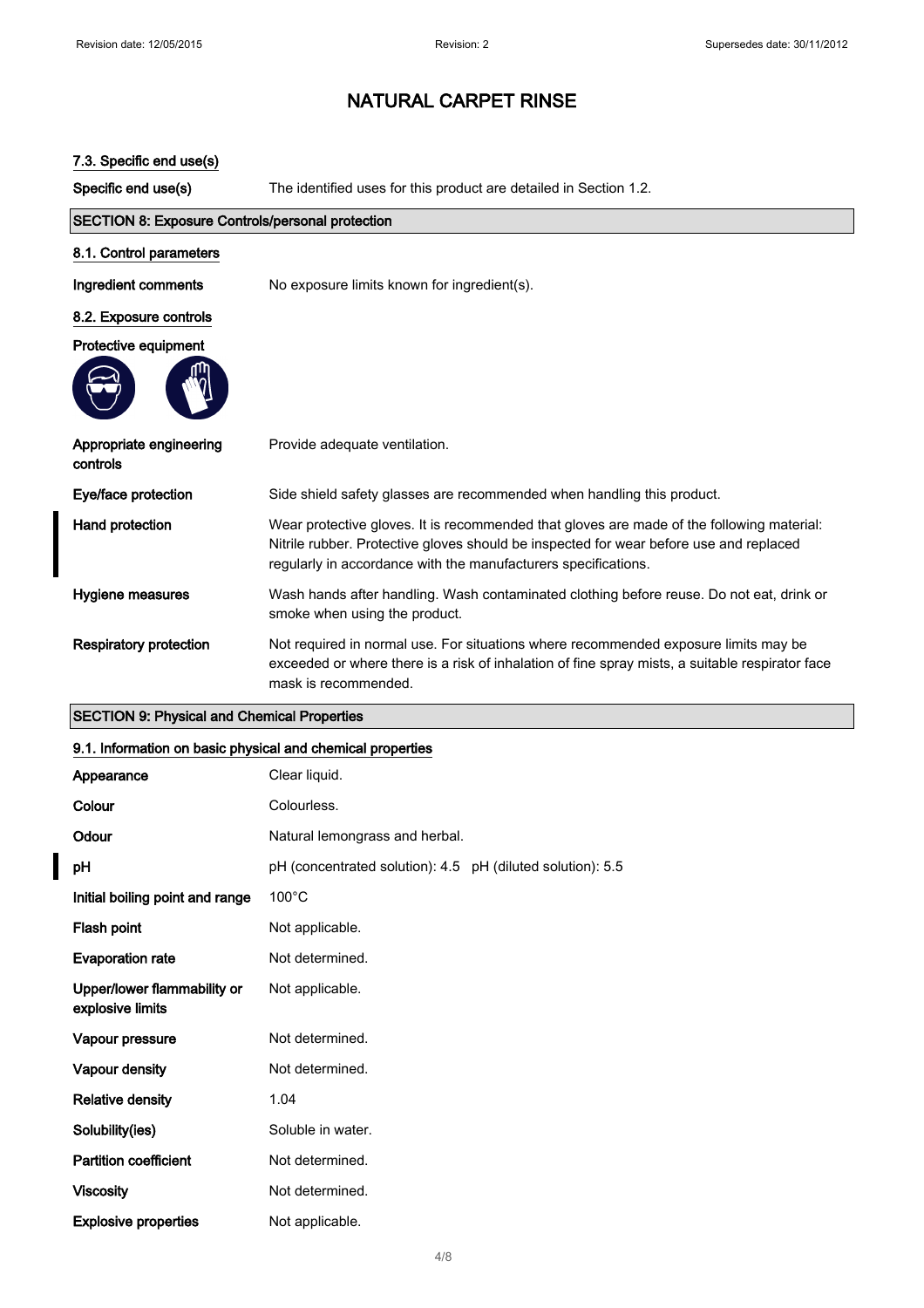# NATURAL CARPET RINSE

### 7.3. Specific end use(s)

| | |
|---|---|
| **Specific end use(s)** | The identified uses for this product are detailed in Section 1.2. |

## SECTION 8: Exposure Controls/personal protection

### 8.1. Control parameters

| | |
|---|---|
| **Ingredient comments** | No exposure limits known for ingredient(s). |

### 8.2. Exposure controls

**Protective equipment**

| | |
|---|---|
| **Appropriate engineering controls** | Provide adequate ventilation. |
| **Eye/face protection** | Side shield safety glasses are recommended when handling this product. |
| **Hand protection** | Wear protective gloves. It is recommended that gloves are made of the following material: Nitrile rubber. Protective gloves should be inspected for wear before use and replaced regularly in accordance with the manufacturers specifications. |
| **Hygiene measures** | Wash hands after handling. Wash contaminated clothing before reuse. Do not eat, drink or smoke when using the product. |
| **Respiratory protection** | Not required in normal use. For situations where recommended exposure limits may be exceeded or where there is a risk of inhalation of fine spray mists, a suitable respirator face mask is recommended. |

## SECTION 9: Physical and Chemical Properties

### 9.1. Information on basic physical and chemical properties

| | |
|---|---|
| **Appearance** | Clear liquid. |
| **Colour** | Colourless. |
| **Odour** | Natural lemongrass and herbal. |
| **pH** | pH (concentrated solution): 4.5 pH (diluted solution): 5.5 |
| **Initial boiling point and range** | 100°C |
| **Flash point** | Not applicable. |
| **Evaporation rate** | Not determined. |
| **Upper/lower flammability or explosive limits** | Not applicable. |
| **Vapour pressure** | Not determined. |
| **Vapour density** | Not determined. |
| **Relative density** | 1.04 |
| **Solubility(ies)** | Soluble in water. |
| **Partition coefficient** | Not determined. |
| **Viscosity** | Not determined. |
| **Explosive properties** | Not applicable. |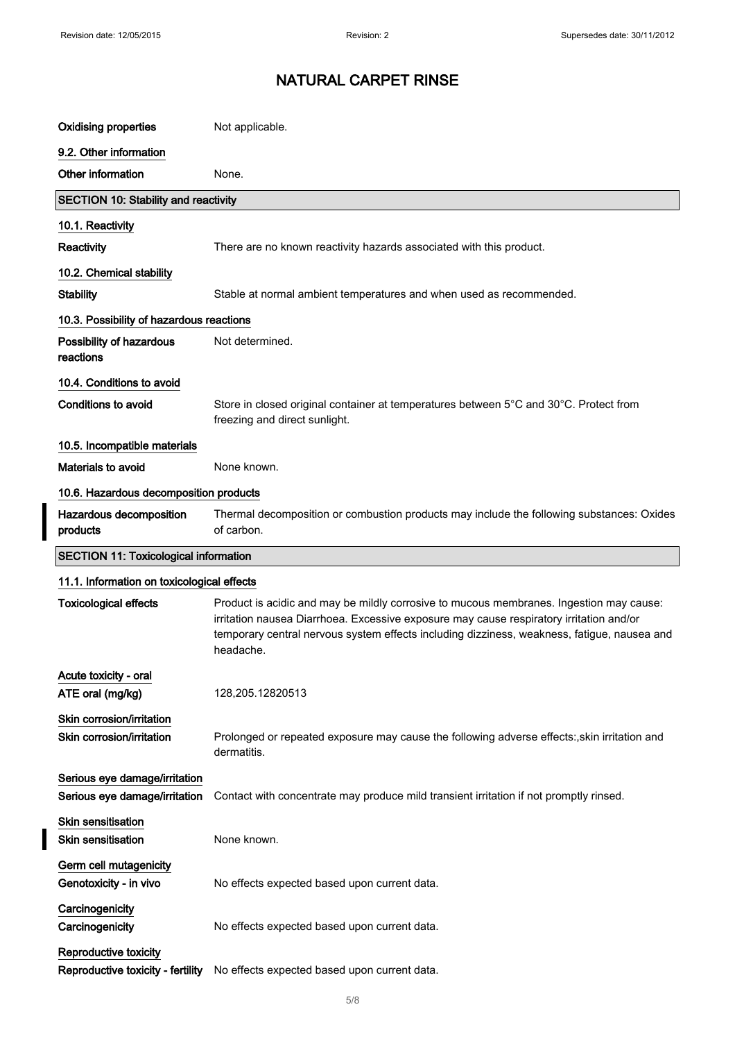| | |
|---|---|
| **Oxidising properties** | Not applicable. |

### 9.2. Other information

| | |
|---|---|
| **Other information** | None. |

## SECTION 10: Stability and reactivity

### 10.1. Reactivity

| | |
|---|---|
| **Reactivity** | There are no known reactivity hazards associated with this product. |

### 10.2. Chemical stability

| | |
|---|---|
| **Stability** | Stable at normal ambient temperatures and when used as recommended. |

### 10.3. Possibility of hazardous reactions

| | |
|---|---|
| **Possibility of hazardous reactions** | Not determined. |

### 10.4. Conditions to avoid

| | |
|---|---|
| **Conditions to avoid** | Store in closed original container at temperatures between 5°C and 30°C. Protect from freezing and direct sunlight. |

### 10.5. Incompatible materials

| | |
|---|---|
| **Materials to avoid** | None known. |

### 10.6. Hazardous decomposition products

| | |
|---|---|
| **Hazardous decomposition products** | Thermal decomposition or combustion products may include the following substances: Oxides of carbon. |

## SECTION 11: Toxicological information

### 11.1. Information on toxicological effects

| | |
|---|---|
| **Toxicological effects** | Product is acidic and may be mildly corrosive to mucous membranes. Ingestion may cause: irritation nausea Diarrhoea. Excessive exposure may cause respiratory irritation and/or temporary central nervous system effects including dizziness, weakness, fatigue, nausea and headache. |

**Acute toxicity - oral**

| | |
|---|---|
| **ATE oral (mg/kg)** | 128,205.12820513 |

**Skin corrosion/irritation**

| | |
|---|---|
| **Skin corrosion/irritation** | Prolonged or repeated exposure may cause the following adverse effects:,skin irritation and dermatitis. |

**Serious eye damage/irritation**

| | |
|---|---|
| **Serious eye damage/irritation** | Contact with concentrate may produce mild transient irritation if not promptly rinsed. |

**Skin sensitisation**

| | |
|---|---|
| **Skin sensitisation** | None known. |

**Germ cell mutagenicity**

| | |
|---|---|
| **Genotoxicity - in vivo** | No effects expected based upon current data. |

**Carcinogenicity**

| | |
|---|---|
| **Carcinogenicity** | No effects expected based upon current data. |

**Reproductive toxicity**

| | |
|---|---|
| **Reproductive toxicity - fertility** | No effects expected based upon current data. |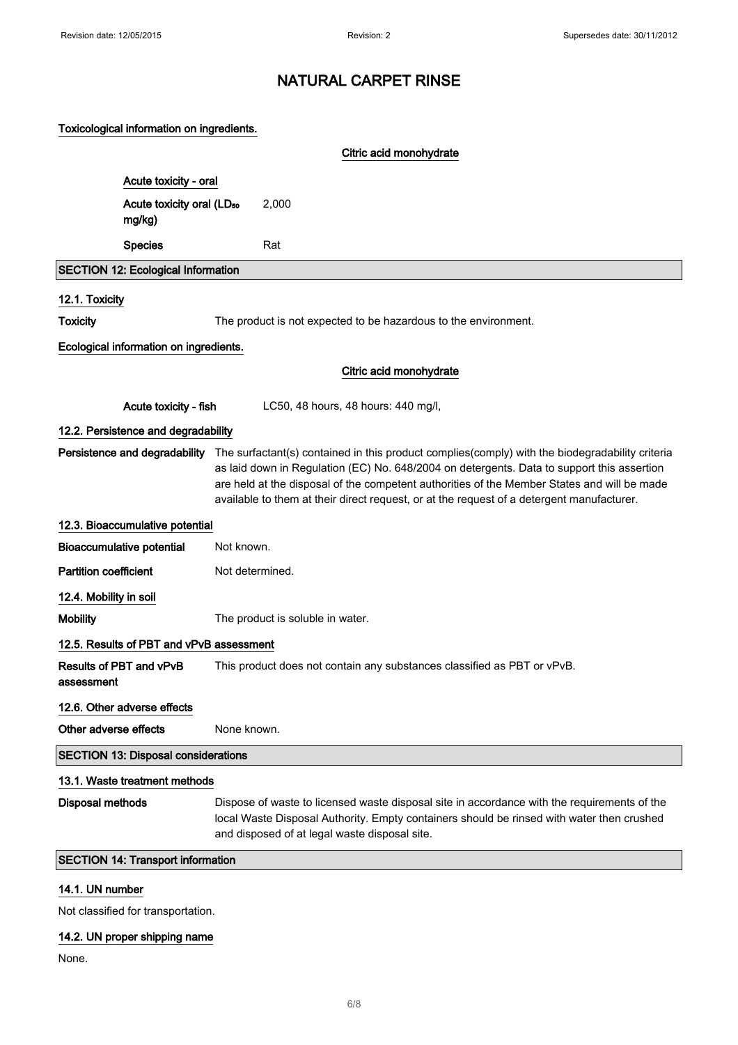# NATURAL CARPET RINSE

**Toxicological information on ingredients.**

**Citric acid monohydrate**

**Acute toxicity - oral**

| | |
|---|---|
| **Acute toxicity oral ($LD_{50}$ mg/kg)** | 2,000 |
| **Species** | Rat |

## SECTION 12: Ecological Information

### 12.1. Toxicity

**Toxicity** The product is not expected to be hazardous to the environment.

**Ecological information on ingredients.**

**Citric acid monohydrate**

**Acute toxicity - fish** LC50, 48 hours, 48 hours: 440 mg/l,

### 12.2. Persistence and degradability

**Persistence and degradability** The surfactant(s) contained in this product complies(comply) with the biodegradability criteria as laid down in Regulation (EC) No. 648/2004 on detergents. Data to support this assertion are held at the disposal of the competent authorities of the Member States and will be made available to them at their direct request, or at the request of a detergent manufacturer.

### 12.3. Bioaccumulative potential

**Bioaccumulative potential** Not known.

**Partition coefficient** Not determined.

### 12.4. Mobility in soil

**Mobility** The product is soluble in water.

### 12.5. Results of PBT and vPvB assessment

**Results of PBT and vPvB assessment** This product does not contain any substances classified as PBT or vPvB.

### 12.6. Other adverse effects

**Other adverse effects** None known.

## SECTION 13: Disposal considerations

### 13.1. Waste treatment methods

**Disposal methods** Dispose of waste to licensed waste disposal site in accordance with the requirements of the local Waste Disposal Authority. Empty containers should be rinsed with water then crushed and disposed of at legal waste disposal site.

## SECTION 14: Transport information

### 14.1. UN number

Not classified for transportation.

### 14.2. UN proper shipping name

None.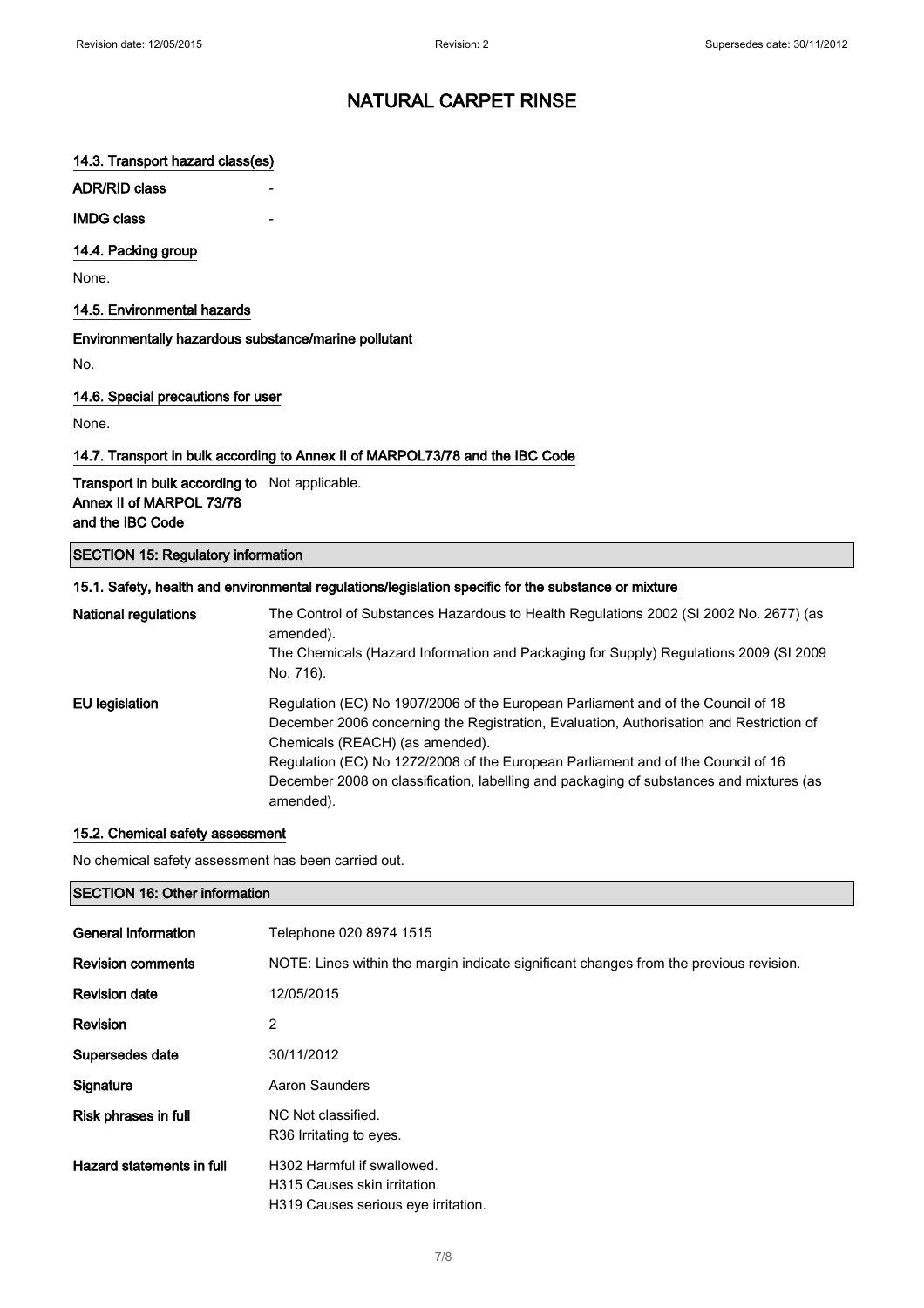# NATURAL CARPET RINSE

### 14.3. Transport hazard class(es)

**ADR/RID class** -

**IMDG class** -

### 14.4. Packing group

None.

### 14.5. Environmental hazards

**Environmentally hazardous substance/marine pollutant**

No.

### 14.6. Special precautions for user

None.

### 14.7. Transport in bulk according to Annex II of MARPOL73/78 and the IBC Code

**Transport in bulk according to Annex II of MARPOL 73/78 and the IBC Code** Not applicable.

## SECTION 15: Regulatory information

### 15.1. Safety, health and environmental regulations/legislation specific for the substance or mixture

| | |
|---|---|
| **National regulations** | The Control of Substances Hazardous to Health Regulations 2002 (SI 2002 No. 2677) (as amended).<br>The Chemicals (Hazard Information and Packaging for Supply) Regulations 2009 (SI 2009 No. 716). |
| **EU legislation** | Regulation (EC) No 1907/2006 of the European Parliament and of the Council of 18 December 2006 concerning the Registration, Evaluation, Authorisation and Restriction of Chemicals (REACH) (as amended).<br>Regulation (EC) No 1272/2008 of the European Parliament and of the Council of 16 December 2008 on classification, labelling and packaging of substances and mixtures (as amended). |

### 15.2. Chemical safety assessment

No chemical safety assessment has been carried out.

## SECTION 16: Other information

| | |
|---|---|
| **General information** | Telephone 020 8974 1515 |
| **Revision comments** | NOTE: Lines within the margin indicate significant changes from the previous revision. |
| **Revision date** | 12/05/2015 |
| **Revision** | 2 |
| **Supersedes date** | 30/11/2012 |
| **Signature** | Aaron Saunders |
| **Risk phrases in full** | NC Not classified.<br>R36 Irritating to eyes. |
| **Hazard statements in full** | H302 Harmful if swallowed.<br>H315 Causes skin irritation.<br>H319 Causes serious eye irritation. |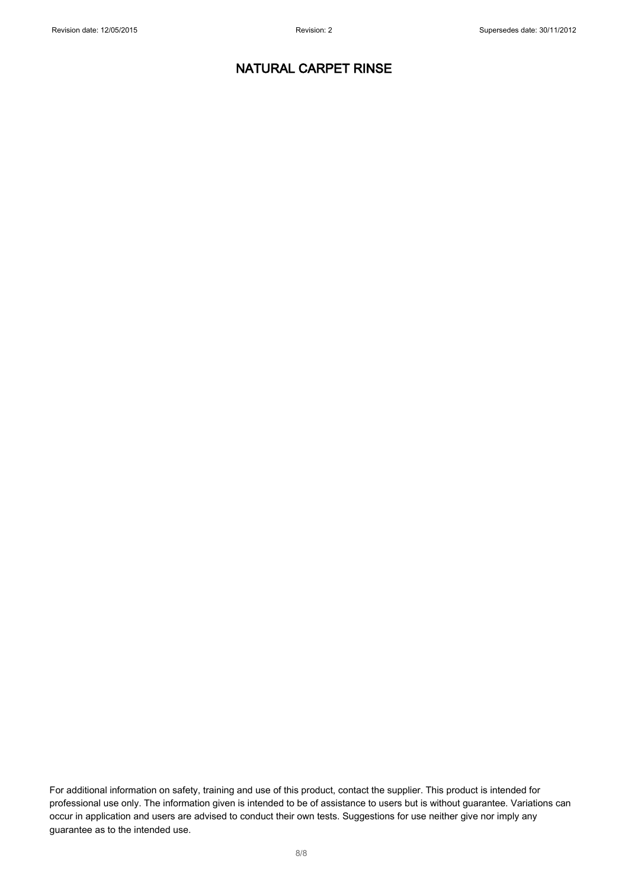For additional information on safety, training and use of this product, contact the supplier. This product is intended for professional use only. The information given is intended to be of assistance to users but is without guarantee. Variations can occur in application and users are advised to conduct their own tests. Suggestions for use neither give nor imply any guarantee as to the intended use.